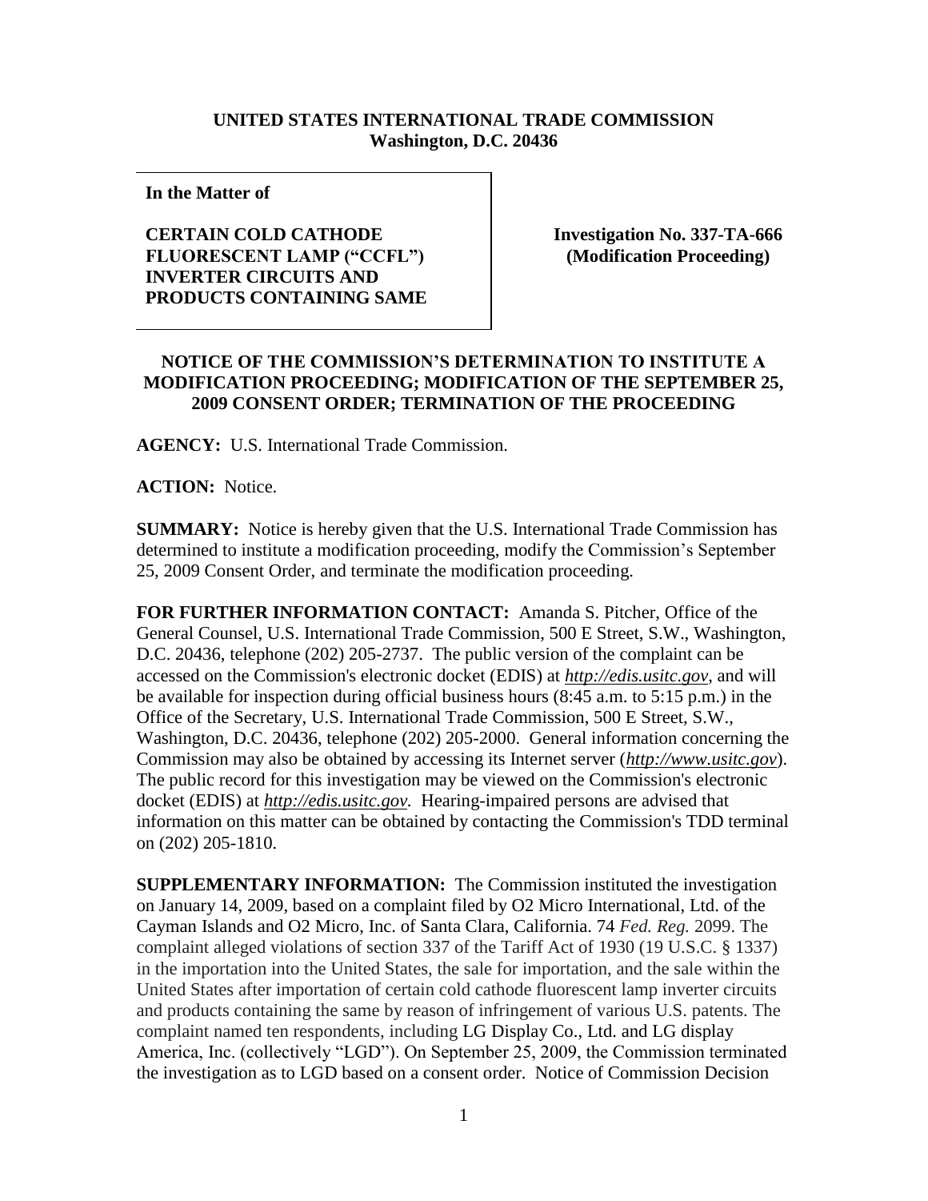**UNITED STATES INTERNATIONAL TRADE COMMISSION**
**Washington, D.C. 20436**

| | |
|---|---|
| **In the Matter of**<br><br>**CERTAIN COLD CATHODE FLUORESCENT LAMP ("CCFL") INVERTER CIRCUITS AND PRODUCTS CONTAINING SAME** | **Investigation No. 337-TA-666 (Modification Proceeding)** |

**NOTICE OF THE COMMISSION'S DETERMINATION TO INSTITUTE A MODIFICATION PROCEEDING; MODIFICATION OF THE SEPTEMBER 25, 2009 CONSENT ORDER; TERMINATION OF THE PROCEEDING**

**AGENCY:** U.S. International Trade Commission.

**ACTION:** Notice.

**SUMMARY:** Notice is hereby given that the U.S. International Trade Commission has determined to institute a modification proceeding, modify the Commission's September 25, 2009 Consent Order, and terminate the modification proceeding.

**FOR FURTHER INFORMATION CONTACT:** Amanda S. Pitcher, Office of the General Counsel, U.S. International Trade Commission, 500 E Street, S.W., Washington, D.C. 20436, telephone (202) 205-2737. The public version of the complaint can be accessed on the Commission's electronic docket (EDIS) at *http://edis.usitc.gov*, and will be available for inspection during official business hours (8:45 a.m. to 5:15 p.m.) in the Office of the Secretary, U.S. International Trade Commission, 500 E Street, S.W., Washington, D.C. 20436, telephone (202) 205-2000. General information concerning the Commission may also be obtained by accessing its Internet server (*http://www.usitc.gov*). The public record for this investigation may be viewed on the Commission's electronic docket (EDIS) at *http://edis.usitc.gov.* Hearing-impaired persons are advised that information on this matter can be obtained by contacting the Commission's TDD terminal on (202) 205-1810.

**SUPPLEMENTARY INFORMATION:** The Commission instituted the investigation on January 14, 2009, based on a complaint filed by O2 Micro International, Ltd. of the Cayman Islands and O2 Micro, Inc. of Santa Clara, California. 74 *Fed. Reg.* 2099. The complaint alleged violations of section 337 of the Tariff Act of 1930 (19 U.S.C. § 1337) in the importation into the United States, the sale for importation, and the sale within the United States after importation of certain cold cathode fluorescent lamp inverter circuits and products containing the same by reason of infringement of various U.S. patents. The complaint named ten respondents, including LG Display Co., Ltd. and LG display America, Inc. (collectively "LGD"). On September 25, 2009, the Commission terminated the investigation as to LGD based on a consent order. Notice of Commission Decision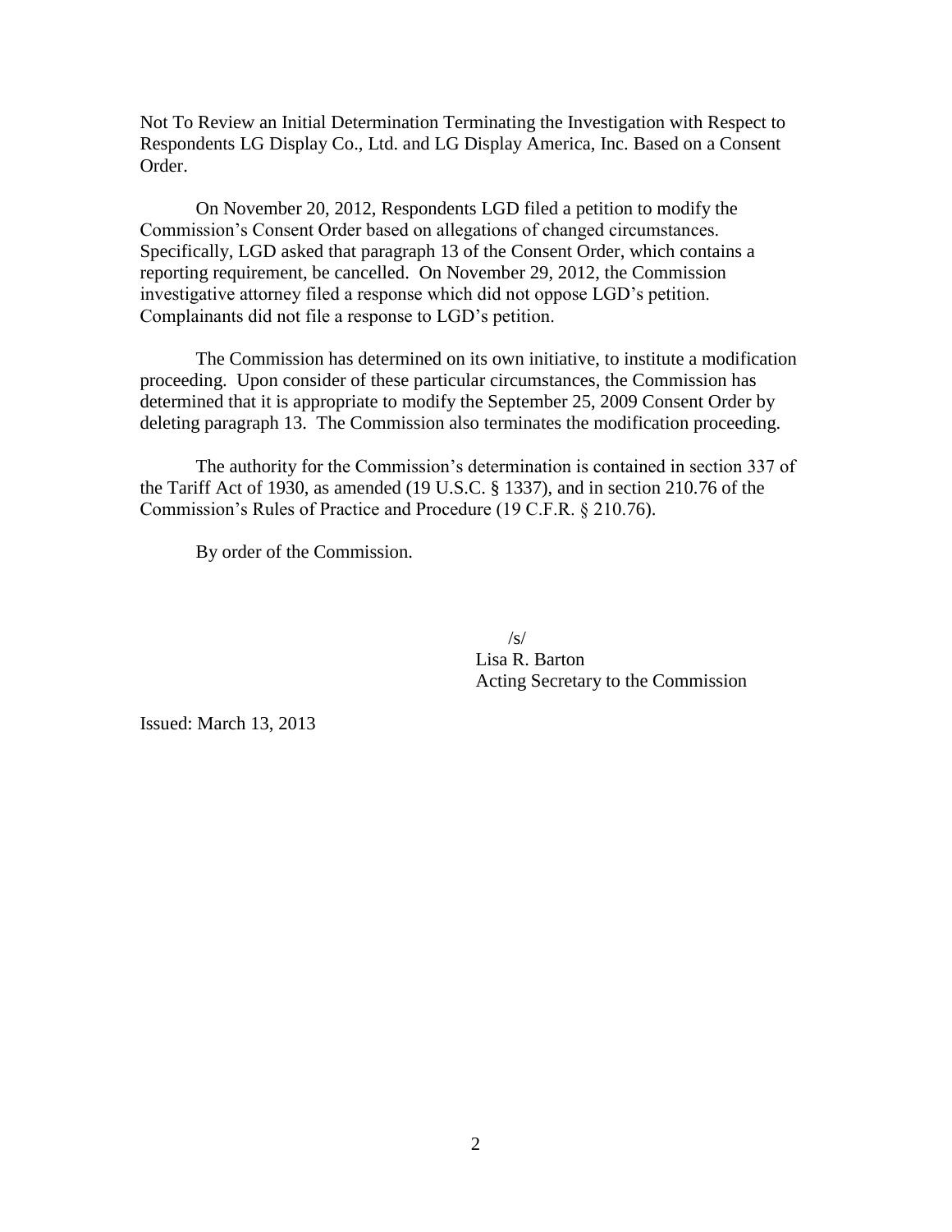Not To Review an Initial Determination Terminating the Investigation with Respect to Respondents LG Display Co., Ltd. and LG Display America, Inc. Based on a Consent Order.

On November 20, 2012, Respondents LGD filed a petition to modify the Commission's Consent Order based on allegations of changed circumstances. Specifically, LGD asked that paragraph 13 of the Consent Order, which contains a reporting requirement, be cancelled. On November 29, 2012, the Commission investigative attorney filed a response which did not oppose LGD's petition. Complainants did not file a response to LGD's petition.

The Commission has determined on its own initiative, to institute a modification proceeding. Upon consider of these particular circumstances, the Commission has determined that it is appropriate to modify the September 25, 2009 Consent Order by deleting paragraph 13. The Commission also terminates the modification proceeding.

The authority for the Commission's determination is contained in section 337 of the Tariff Act of 1930, as amended (19 U.S.C. § 1337), and in section 210.76 of the Commission's Rules of Practice and Procedure (19 C.F.R. § 210.76).

By order of the Commission.

/s/
Lisa R. Barton
Acting Secretary to the Commission

Issued: March 13, 2013